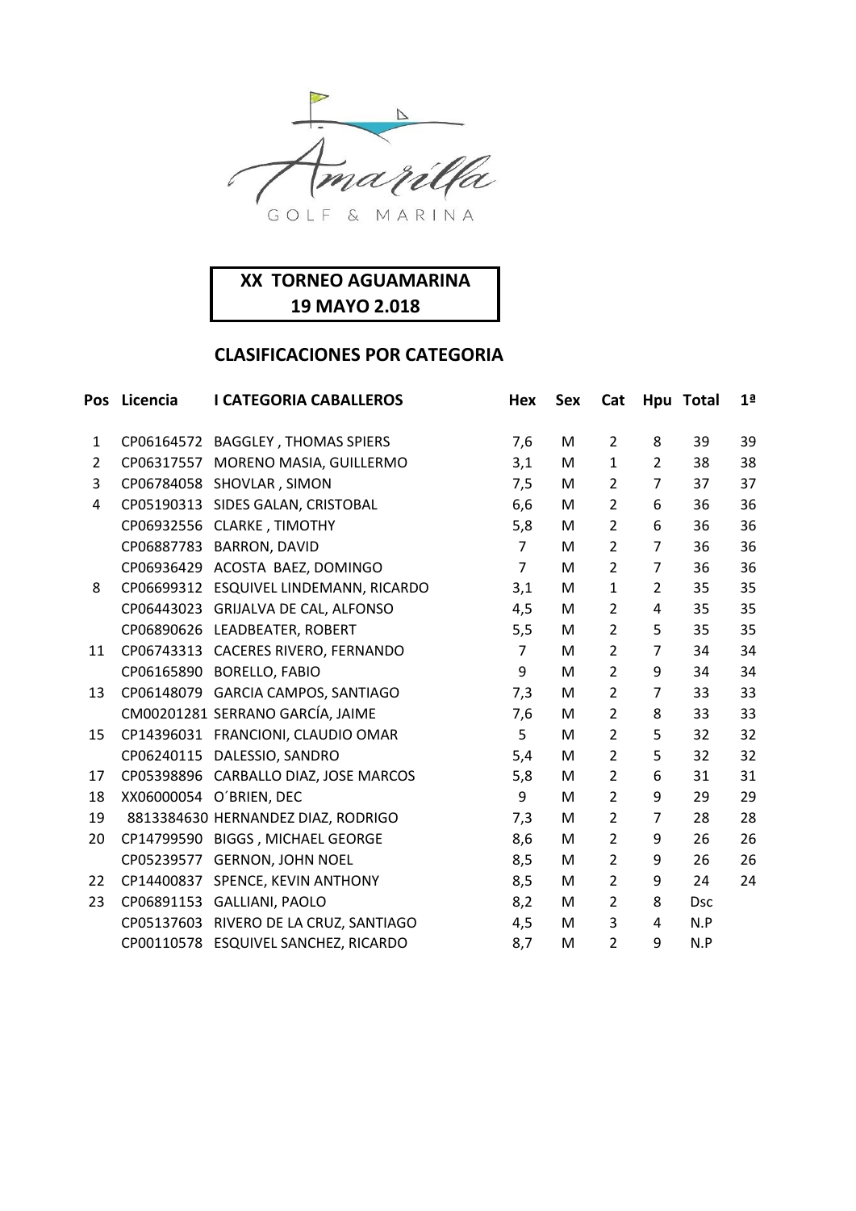Amarilla GOLF & MARINA

**XX TORNEO AGUAMARINA**
**19 MAYO 2.018**

## CLASIFICACIONES POR CATEGORIA

| Pos | Licencia | I CATEGORIA CABALLEROS | Hex | Sex | Cat | Hpu | Total | 1ª |
|---|---|---|---|---|---|---|---|---|
| 1 | CP06164572 | BAGGLEY , THOMAS SPIERS | 7,6 | M | 2 | 8 | 39 | 39 |
| 2 | CP06317557 | MORENO MASIA, GUILLERMO | 3,1 | M | 1 | 2 | 38 | 38 |
| 3 | CP06784058 | SHOVLAR , SIMON | 7,5 | M | 2 | 7 | 37 | 37 |
| 4 | CP05190313 | SIDES GALAN, CRISTOBAL | 6,6 | M | 2 | 6 | 36 | 36 |
| | CP06932556 | CLARKE , TIMOTHY | 5,8 | M | 2 | 6 | 36 | 36 |
| | CP06887783 | BARRON, DAVID | 7 | M | 2 | 7 | 36 | 36 |
| | CP06936429 | ACOSTA BAEZ, DOMINGO | 7 | M | 2 | 7 | 36 | 36 |
| 8 | CP06699312 | ESQUIVEL LINDEMANN, RICARDO | 3,1 | M | 1 | 2 | 35 | 35 |
| | CP06443023 | GRIJALVA DE CAL, ALFONSO | 4,5 | M | 2 | 4 | 35 | 35 |
| | CP06890626 | LEADBEATER, ROBERT | 5,5 | M | 2 | 5 | 35 | 35 |
| 11 | CP06743313 | CACERES RIVERO, FERNANDO | 7 | M | 2 | 7 | 34 | 34 |
| | CP06165890 | BORELLO, FABIO | 9 | M | 2 | 9 | 34 | 34 |
| 13 | CP06148079 | GARCIA CAMPOS, SANTIAGO | 7,3 | M | 2 | 7 | 33 | 33 |
| | CM00201281 | SERRANO GARCÍA, JAIME | 7,6 | M | 2 | 8 | 33 | 33 |
| 15 | CP14396031 | FRANCIONI, CLAUDIO OMAR | 5 | M | 2 | 5 | 32 | 32 |
| | CP06240115 | DALESSIO, SANDRO | 5,4 | M | 2 | 5 | 32 | 32 |
| 17 | CP05398896 | CARBALLO DIAZ, JOSE MARCOS | 5,8 | M | 2 | 6 | 31 | 31 |
| 18 | XX06000054 | O´BRIEN, DEC | 9 | M | 2 | 9 | 29 | 29 |
| 19 | 8813384630 | HERNANDEZ DIAZ, RODRIGO | 7,3 | M | 2 | 7 | 28 | 28 |
| 20 | CP14799590 | BIGGS , MICHAEL GEORGE | 8,6 | M | 2 | 9 | 26 | 26 |
| | CP05239577 | GERNON, JOHN NOEL | 8,5 | M | 2 | 9 | 26 | 26 |
| 22 | CP14400837 | SPENCE, KEVIN ANTHONY | 8,5 | M | 2 | 9 | 24 | 24 |
| 23 | CP06891153 | GALLIANI, PAOLO | 8,2 | M | 2 | 8 | Dsc | |
| | CP05137603 | RIVERO DE LA CRUZ, SANTIAGO | 4,5 | M | 3 | 4 | N.P | |
| | CP00110578 | ESQUIVEL SANCHEZ, RICARDO | 8,7 | M | 2 | 9 | N.P | |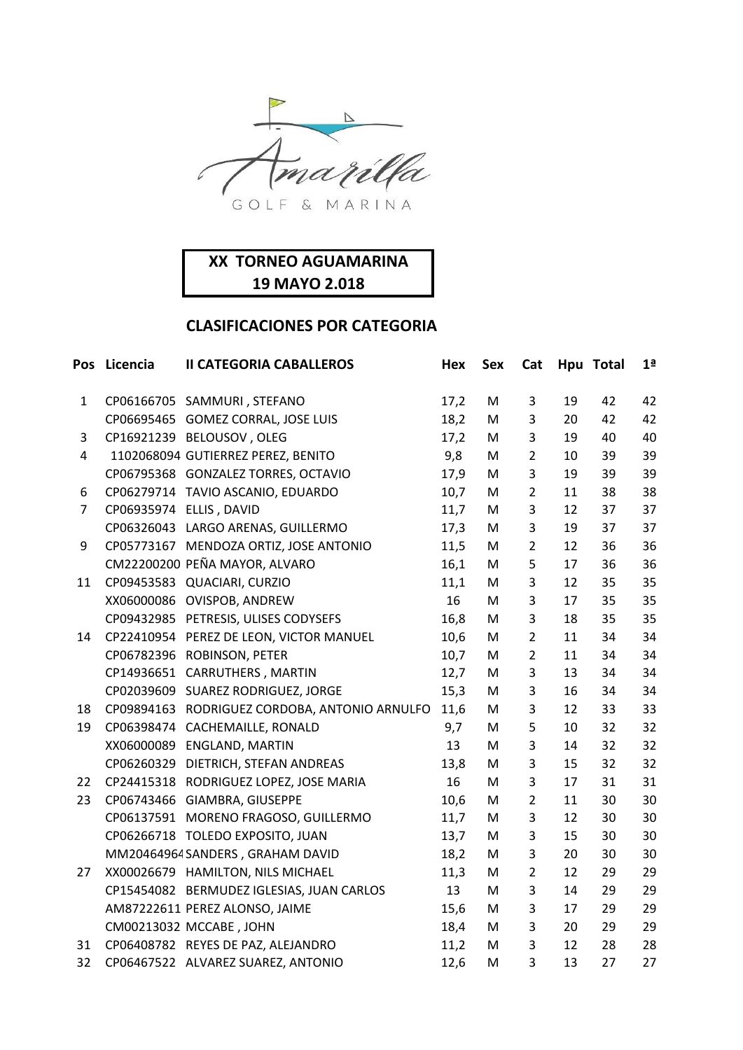GOLF & MARINA

**XX TORNEO AGUAMARINA**
**19 MAYO 2.018**

## CLASIFICACIONES POR CATEGORIA

| Pos | Licencia | II CATEGORIA CABALLEROS | Hex | Sex | Cat | Hpu | Total | 1ª |
|---|---|---|---|---|---|---|---|---|
| 1 | CP06166705 | SAMMURI , STEFANO | 17,2 | M | 3 | 19 | 42 | 42 |
| | CP06695465 | GOMEZ CORRAL, JOSE LUIS | 18,2 | M | 3 | 20 | 42 | 42 |
| 3 | CP16921239 | BELOUSOV , OLEG | 17,2 | M | 3 | 19 | 40 | 40 |
| 4 | 1102068094 | GUTIERREZ PEREZ, BENITO | 9,8 | M | 2 | 10 | 39 | 39 |
| | CP06795368 | GONZALEZ TORRES, OCTAVIO | 17,9 | M | 3 | 19 | 39 | 39 |
| 6 | CP06279714 | TAVIO ASCANIO, EDUARDO | 10,7 | M | 2 | 11 | 38 | 38 |
| 7 | CP06935974 | ELLIS , DAVID | 11,7 | M | 3 | 12 | 37 | 37 |
| | CP06326043 | LARGO ARENAS, GUILLERMO | 17,3 | M | 3 | 19 | 37 | 37 |
| 9 | CP05773167 | MENDOZA ORTIZ, JOSE ANTONIO | 11,5 | M | 2 | 12 | 36 | 36 |
| | CM22200200 | PEÑA MAYOR, ALVARO | 16,1 | M | 5 | 17 | 36 | 36 |
| 11 | CP09453583 | QUACIARI, CURZIO | 11,1 | M | 3 | 12 | 35 | 35 |
| | XX06000086 | OVISPOB, ANDREW | 16 | M | 3 | 17 | 35 | 35 |
| | CP09432985 | PETRESIS, ULISES CODYSEFS | 16,8 | M | 3 | 18 | 35 | 35 |
| 14 | CP22410954 | PEREZ DE LEON, VICTOR MANUEL | 10,6 | M | 2 | 11 | 34 | 34 |
| | CP06782396 | ROBINSON, PETER | 10,7 | M | 2 | 11 | 34 | 34 |
| | CP14936651 | CARRUTHERS , MARTIN | 12,7 | M | 3 | 13 | 34 | 34 |
| | CP02039609 | SUAREZ RODRIGUEZ, JORGE | 15,3 | M | 3 | 16 | 34 | 34 |
| 18 | CP09894163 | RODRIGUEZ CORDOBA, ANTONIO ARNULFO | 11,6 | M | 3 | 12 | 33 | 33 |
| 19 | CP06398474 | CACHEMAILLE, RONALD | 9,7 | M | 5 | 10 | 32 | 32 |
| | XX06000089 | ENGLAND, MARTIN | 13 | M | 3 | 14 | 32 | 32 |
| | CP06260329 | DIETRICH, STEFAN ANDREAS | 13,8 | M | 3 | 15 | 32 | 32 |
| 22 | CP24415318 | RODRIGUEZ LOPEZ, JOSE MARIA | 16 | M | 3 | 17 | 31 | 31 |
| 23 | CP06743466 | GIAMBRA, GIUSEPPE | 10,6 | M | 2 | 11 | 30 | 30 |
| | CP06137591 | MORENO FRAGOSO, GUILLERMO | 11,7 | M | 3 | 12 | 30 | 30 |
| | CP06266718 | TOLEDO EXPOSITO, JUAN | 13,7 | M | 3 | 15 | 30 | 30 |
| | MM20464964 | SANDERS , GRAHAM DAVID | 18,2 | M | 3 | 20 | 30 | 30 |
| 27 | XX00026679 | HAMILTON, NILS MICHAEL | 11,3 | M | 2 | 12 | 29 | 29 |
| | CP15454082 | BERMUDEZ IGLESIAS, JUAN CARLOS | 13 | M | 3 | 14 | 29 | 29 |
| | AM87222611 | PEREZ ALONSO, JAIME | 15,6 | M | 3 | 17 | 29 | 29 |
| | CM00213032 | MCCABE , JOHN | 18,4 | M | 3 | 20 | 29 | 29 |
| 31 | CP06408782 | REYES DE PAZ, ALEJANDRO | 11,2 | M | 3 | 12 | 28 | 28 |
| 32 | CP06467522 | ALVAREZ SUAREZ, ANTONIO | 12,6 | M | 3 | 13 | 27 | 27 |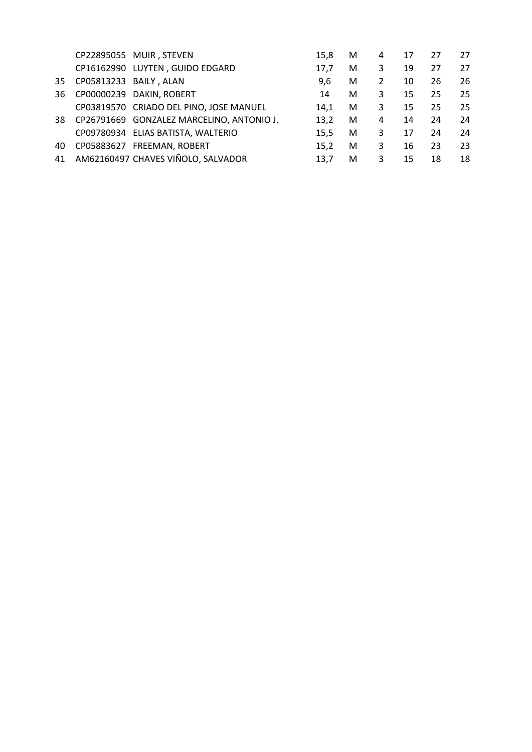| | | | | | | | | |
|---|---|---|---|---|---|---|---|---|
| | CP22895055 | MUIR , STEVEN | 15,8 | M | 4 | 17 | 27 | 27 |
| | CP16162990 | LUYTEN , GUIDO EDGARD | 17,7 | M | 3 | 19 | 27 | 27 |
| 35 | CP05813233 | BAILY , ALAN | 9,6 | M | 2 | 10 | 26 | 26 |
| 36 | CP00000239 | DAKIN, ROBERT | 14 | M | 3 | 15 | 25 | 25 |
| | CP03819570 | CRIADO DEL PINO, JOSE MANUEL | 14,1 | M | 3 | 15 | 25 | 25 |
| 38 | CP26791669 | GONZALEZ MARCELINO, ANTONIO J. | 13,2 | M | 4 | 14 | 24 | 24 |
| | CP09780934 | ELIAS BATISTA, WALTERIO | 15,5 | M | 3 | 17 | 24 | 24 |
| 40 | CP05883627 | FREEMAN, ROBERT | 15,2 | M | 3 | 16 | 23 | 23 |
| 41 | AM62160497 | CHAVES VIÑOLO, SALVADOR | 13,7 | M | 3 | 15 | 18 | 18 |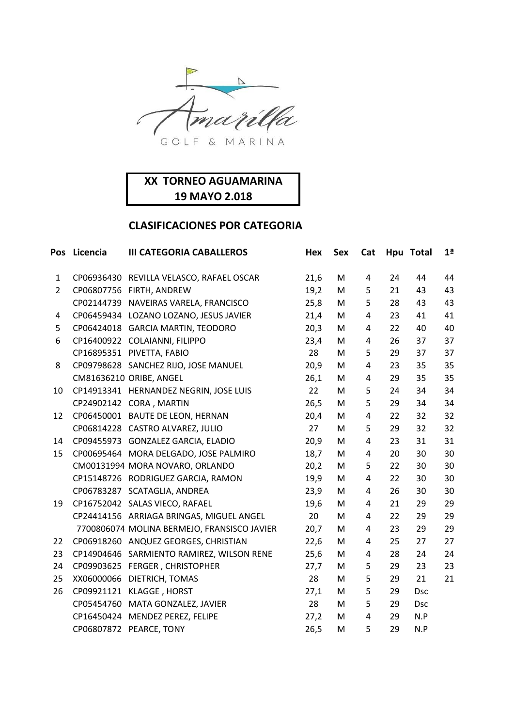Amarilla GOLF & MARINA

**XX TORNEO AGUAMARINA**
**19 MAYO 2.018**

## CLASIFICACIONES POR CATEGORIA

| Pos | Licencia | III CATEGORIA CABALLEROS | Hex | Sex | Cat | Hpu | Total | 1ª |
|---|---|---|---|---|---|---|---|---|
| 1 | CP06936430 | REVILLA VELASCO, RAFAEL OSCAR | 21,6 | M | 4 | 24 | 44 | 44 |
| 2 | CP06807756 | FIRTH, ANDREW | 19,2 | M | 5 | 21 | 43 | 43 |
| | CP02144739 | NAVEIRAS VARELA, FRANCISCO | 25,8 | M | 5 | 28 | 43 | 43 |
| 4 | CP06459434 | LOZANO LOZANO, JESUS JAVIER | 21,4 | M | 4 | 23 | 41 | 41 |
| 5 | CP06424018 | GARCIA MARTIN, TEODORO | 20,3 | M | 4 | 22 | 40 | 40 |
| 6 | CP16400922 | COLAIANNI, FILIPPO | 23,4 | M | 4 | 26 | 37 | 37 |
| | CP16895351 | PIVETTA, FABIO | 28 | M | 5 | 29 | 37 | 37 |
| 8 | CP09798628 | SANCHEZ RIJO, JOSE MANUEL | 20,9 | M | 4 | 23 | 35 | 35 |
| | CM81636210 | ORIBE, ANGEL | 26,1 | M | 4 | 29 | 35 | 35 |
| 10 | CP14913341 | HERNANDEZ NEGRIN, JOSE LUIS | 22 | M | 5 | 24 | 34 | 34 |
| | CP24902142 | CORA , MARTIN | 26,5 | M | 5 | 29 | 34 | 34 |
| 12 | CP06450001 | BAUTE DE LEON, HERNAN | 20,4 | M | 4 | 22 | 32 | 32 |
| | CP06814228 | CASTRO ALVAREZ, JULIO | 27 | M | 5 | 29 | 32 | 32 |
| 14 | CP09455973 | GONZALEZ GARCIA, ELADIO | 20,9 | M | 4 | 23 | 31 | 31 |
| 15 | CP00695464 | MORA DELGADO, JOSE PALMIRO | 18,7 | M | 4 | 20 | 30 | 30 |
| | CM00131994 | MORA NOVARO, ORLANDO | 20,2 | M | 5 | 22 | 30 | 30 |
| | CP15148726 | RODRIGUEZ GARCIA, RAMON | 19,9 | M | 4 | 22 | 30 | 30 |
| | CP06783287 | SCATAGLIA, ANDREA | 23,9 | M | 4 | 26 | 30 | 30 |
| 19 | CP16752042 | SALAS VIECO, RAFAEL | 19,6 | M | 4 | 21 | 29 | 29 |
| | CP24414156 | ARRIAGA BRINGAS, MIGUEL ANGEL | 20 | M | 4 | 22 | 29 | 29 |
| | 7700806074 | MOLINA BERMEJO, FRANSISCO JAVIER | 20,7 | M | 4 | 23 | 29 | 29 |
| 22 | CP06918260 | ANQUEZ GEORGES, CHRISTIAN | 22,6 | M | 4 | 25 | 27 | 27 |
| 23 | CP14904646 | SARMIENTO RAMIREZ, WILSON RENE | 25,6 | M | 4 | 28 | 24 | 24 |
| 24 | CP09903625 | FERGER , CHRISTOPHER | 27,7 | M | 5 | 29 | 23 | 23 |
| 25 | XX06000066 | DIETRICH, TOMAS | 28 | M | 5 | 29 | 21 | 21 |
| 26 | CP09921121 | KLAGGE , HORST | 27,1 | M | 5 | 29 | Dsc | |
| | CP05454760 | MATA GONZALEZ, JAVIER | 28 | M | 5 | 29 | Dsc | |
| | CP16450424 | MENDEZ PEREZ, FELIPE | 27,2 | M | 4 | 29 | N.P | |
| | CP06807872 | PEARCE, TONY | 26,5 | M | 5 | 29 | N.P | |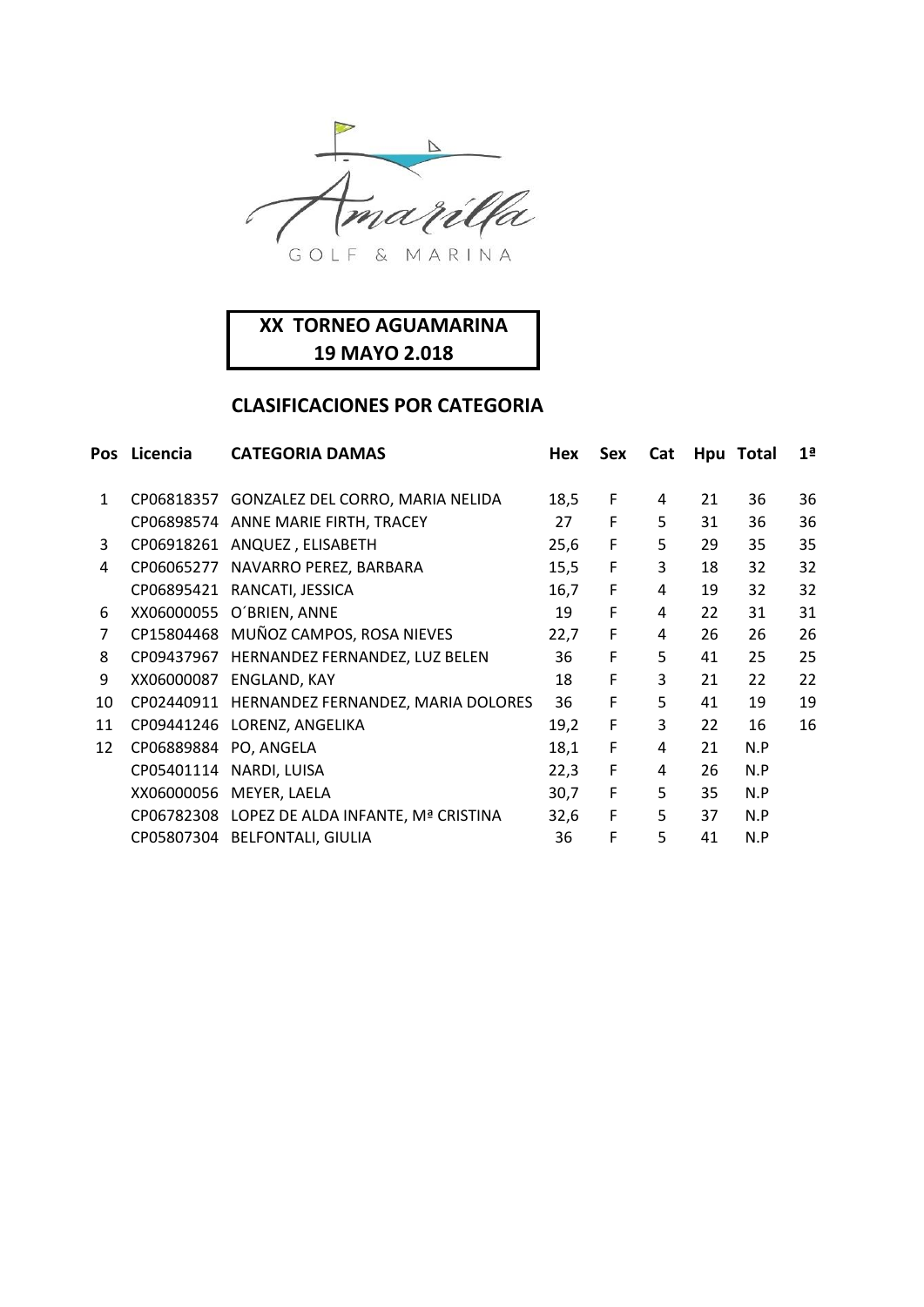Amarilla GOLF & MARINA

**XX TORNEO AGUAMARINA**
**19 MAYO 2.018**

## CLASIFICACIONES POR CATEGORIA

| Pos | Licencia | CATEGORIA DAMAS | Hex | Sex | Cat | Hpu | Total | 1ª |
|---|---|---|---|---|---|---|---|---|
| 1 | CP06818357 | GONZALEZ DEL CORRO, MARIA NELIDA | 18,5 | F | 4 | 21 | 36 | 36 |
| | CP06898574 | ANNE MARIE FIRTH, TRACEY | 27 | F | 5 | 31 | 36 | 36 |
| 3 | CP06918261 | ANQUEZ , ELISABETH | 25,6 | F | 5 | 29 | 35 | 35 |
| 4 | CP06065277 | NAVARRO PEREZ, BARBARA | 15,5 | F | 3 | 18 | 32 | 32 |
| | CP06895421 | RANCATI, JESSICA | 16,7 | F | 4 | 19 | 32 | 32 |
| 6 | XX06000055 | O´BRIEN, ANNE | 19 | F | 4 | 22 | 31 | 31 |
| 7 | CP15804468 | MUÑOZ CAMPOS, ROSA NIEVES | 22,7 | F | 4 | 26 | 26 | 26 |
| 8 | CP09437967 | HERNANDEZ FERNANDEZ, LUZ BELEN | 36 | F | 5 | 41 | 25 | 25 |
| 9 | XX06000087 | ENGLAND, KAY | 18 | F | 3 | 21 | 22 | 22 |
| 10 | CP02440911 | HERNANDEZ FERNANDEZ, MARIA DOLORES | 36 | F | 5 | 41 | 19 | 19 |
| 11 | CP09441246 | LORENZ, ANGELIKA | 19,2 | F | 3 | 22 | 16 | 16 |
| 12 | CP06889884 | PO, ANGELA | 18,1 | F | 4 | 21 | N.P | |
| | CP05401114 | NARDI, LUISA | 22,3 | F | 4 | 26 | N.P | |
| | XX06000056 | MEYER, LAELA | 30,7 | F | 5 | 35 | N.P | |
| | CP06782308 | LOPEZ DE ALDA INFANTE, Mª CRISTINA | 32,6 | F | 5 | 37 | N.P | |
| | CP05807304 | BELFONTALI, GIULIA | 36 | F | 5 | 41 | N.P | |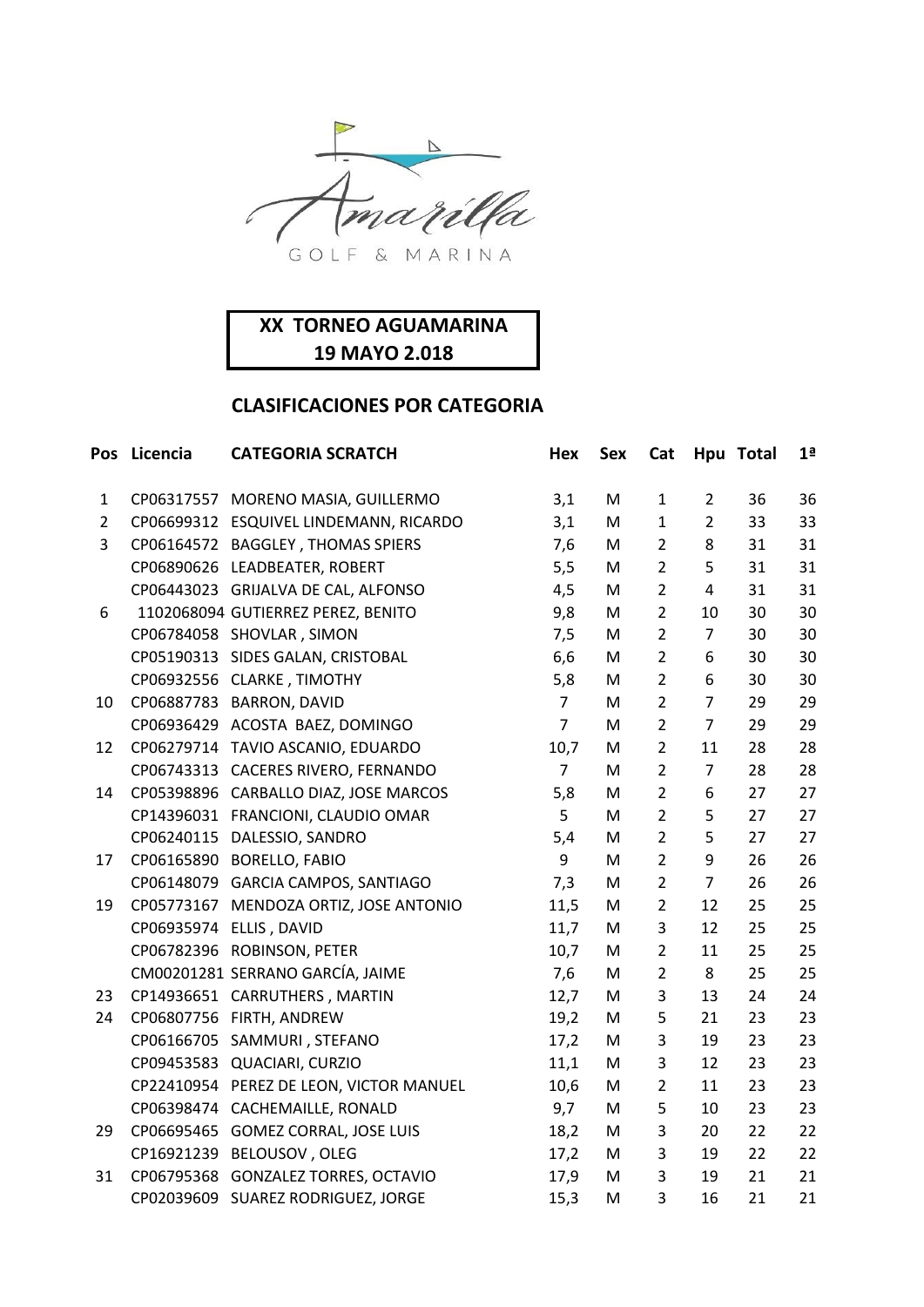Amarilla GOLF & MARINA

**XX TORNEO AGUAMARINA**
**19 MAYO 2.018**

## CLASIFICACIONES POR CATEGORIA

| Pos | Licencia | CATEGORIA SCRATCH | Hex | Sex | Cat | Hpu | Total | 1ª |
|---|---|---|---|---|---|---|---|---|
| 1 | CP06317557 | MORENO MASIA, GUILLERMO | 3,1 | M | 1 | 2 | 36 | 36 |
| 2 | CP06699312 | ESQUIVEL LINDEMANN, RICARDO | 3,1 | M | 1 | 2 | 33 | 33 |
| 3 | CP06164572 | BAGGLEY , THOMAS SPIERS | 7,6 | M | 2 | 8 | 31 | 31 |
| | CP06890626 | LEADBEATER, ROBERT | 5,5 | M | 2 | 5 | 31 | 31 |
| | CP06443023 | GRIJALVA DE CAL, ALFONSO | 4,5 | M | 2 | 4 | 31 | 31 |
| 6 | 1102068094 | GUTIERREZ PEREZ, BENITO | 9,8 | M | 2 | 10 | 30 | 30 |
| | CP06784058 | SHOVLAR , SIMON | 7,5 | M | 2 | 7 | 30 | 30 |
| | CP05190313 | SIDES GALAN, CRISTOBAL | 6,6 | M | 2 | 6 | 30 | 30 |
| | CP06932556 | CLARKE , TIMOTHY | 5,8 | M | 2 | 6 | 30 | 30 |
| 10 | CP06887783 | BARRON, DAVID | 7 | M | 2 | 7 | 29 | 29 |
| | CP06936429 | ACOSTA BAEZ, DOMINGO | 7 | M | 2 | 7 | 29 | 29 |
| 12 | CP06279714 | TAVIO ASCANIO, EDUARDO | 10,7 | M | 2 | 11 | 28 | 28 |
| | CP06743313 | CACERES RIVERO, FERNANDO | 7 | M | 2 | 7 | 28 | 28 |
| 14 | CP05398896 | CARBALLO DIAZ, JOSE MARCOS | 5,8 | M | 2 | 6 | 27 | 27 |
| | CP14396031 | FRANCIONI, CLAUDIO OMAR | 5 | M | 2 | 5 | 27 | 27 |
| | CP06240115 | DALESSIO, SANDRO | 5,4 | M | 2 | 5 | 27 | 27 |
| 17 | CP06165890 | BORELLO, FABIO | 9 | M | 2 | 9 | 26 | 26 |
| | CP06148079 | GARCIA CAMPOS, SANTIAGO | 7,3 | M | 2 | 7 | 26 | 26 |
| 19 | CP05773167 | MENDOZA ORTIZ, JOSE ANTONIO | 11,5 | M | 2 | 12 | 25 | 25 |
| | CP06935974 | ELLIS , DAVID | 11,7 | M | 3 | 12 | 25 | 25 |
| | CP06782396 | ROBINSON, PETER | 10,7 | M | 2 | 11 | 25 | 25 |
| | CM00201281 | SERRANO GARCÍA, JAIME | 7,6 | M | 2 | 8 | 25 | 25 |
| 23 | CP14936651 | CARRUTHERS , MARTIN | 12,7 | M | 3 | 13 | 24 | 24 |
| 24 | CP06807756 | FIRTH, ANDREW | 19,2 | M | 5 | 21 | 23 | 23 |
| | CP06166705 | SAMMURI , STEFANO | 17,2 | M | 3 | 19 | 23 | 23 |
| | CP09453583 | QUACIARI, CURZIO | 11,1 | M | 3 | 12 | 23 | 23 |
| | CP22410954 | PEREZ DE LEON, VICTOR MANUEL | 10,6 | M | 2 | 11 | 23 | 23 |
| | CP06398474 | CACHEMAILLE, RONALD | 9,7 | M | 5 | 10 | 23 | 23 |
| 29 | CP06695465 | GOMEZ CORRAL, JOSE LUIS | 18,2 | M | 3 | 20 | 22 | 22 |
| | CP16921239 | BELOUSOV , OLEG | 17,2 | M | 3 | 19 | 22 | 22 |
| 31 | CP06795368 | GONZALEZ TORRES, OCTAVIO | 17,9 | M | 3 | 19 | 21 | 21 |
| | CP02039609 | SUAREZ RODRIGUEZ, JORGE | 15,3 | M | 3 | 16 | 21 | 21 |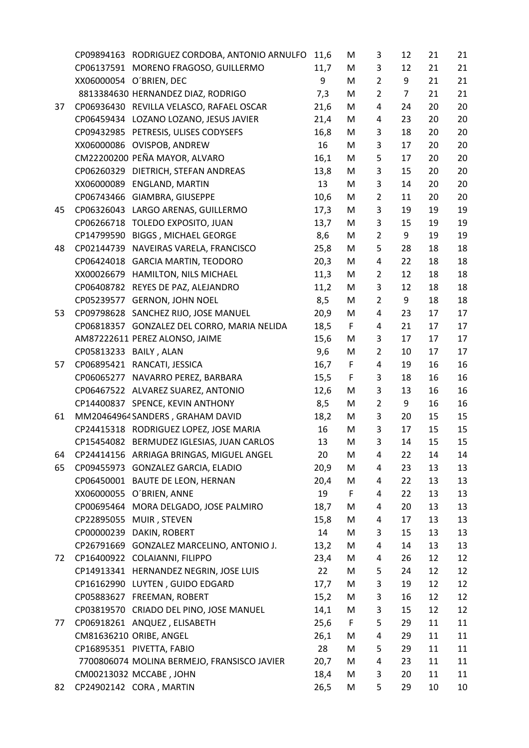| | | | | | | | | |
|---|---|---|---|---|---|---|---|---|
| | CP09894163 | RODRIGUEZ CORDOBA, ANTONIO ARNULFO | 11,6 | M | 3 | 12 | 21 | 21 |
| | CP06137591 | MORENO FRAGOSO, GUILLERMO | 11,7 | M | 3 | 12 | 21 | 21 |
| | XX06000054 | O´BRIEN, DEC | 9 | M | 2 | 9 | 21 | 21 |
| | 8813384630 | HERNANDEZ DIAZ, RODRIGO | 7,3 | M | 2 | 7 | 21 | 21 |
| 37 | CP06936430 | REVILLA VELASCO, RAFAEL OSCAR | 21,6 | M | 4 | 24 | 20 | 20 |
| | CP06459434 | LOZANO LOZANO, JESUS JAVIER | 21,4 | M | 4 | 23 | 20 | 20 |
| | CP09432985 | PETRESIS, ULISES CODYSEFS | 16,8 | M | 3 | 18 | 20 | 20 |
| | XX06000086 | OVISPOB, ANDREW | 16 | M | 3 | 17 | 20 | 20 |
| | CM22200200 | PEÑA MAYOR, ALVARO | 16,1 | M | 5 | 17 | 20 | 20 |
| | CP06260329 | DIETRICH, STEFAN ANDREAS | 13,8 | M | 3 | 15 | 20 | 20 |
| | XX06000089 | ENGLAND, MARTIN | 13 | M | 3 | 14 | 20 | 20 |
| | CP06743466 | GIAMBRA, GIUSEPPE | 10,6 | M | 2 | 11 | 20 | 20 |
| 45 | CP06326043 | LARGO ARENAS, GUILLERMO | 17,3 | M | 3 | 19 | 19 | 19 |
| | CP06266718 | TOLEDO EXPOSITO, JUAN | 13,7 | M | 3 | 15 | 19 | 19 |
| | CP14799590 | BIGGS , MICHAEL GEORGE | 8,6 | M | 2 | 9 | 19 | 19 |
| 48 | CP02144739 | NAVEIRAS VARELA, FRANCISCO | 25,8 | M | 5 | 28 | 18 | 18 |
| | CP06424018 | GARCIA MARTIN, TEODORO | 20,3 | M | 4 | 22 | 18 | 18 |
| | XX00026679 | HAMILTON, NILS MICHAEL | 11,3 | M | 2 | 12 | 18 | 18 |
| | CP06408782 | REYES DE PAZ, ALEJANDRO | 11,2 | M | 3 | 12 | 18 | 18 |
| | CP05239577 | GERNON, JOHN NOEL | 8,5 | M | 2 | 9 | 18 | 18 |
| 53 | CP09798628 | SANCHEZ RIJO, JOSE MANUEL | 20,9 | M | 4 | 23 | 17 | 17 |
| | CP06818357 | GONZALEZ DEL CORRO, MARIA NELIDA | 18,5 | F | 4 | 21 | 17 | 17 |
| | AM87222611 | PEREZ ALONSO, JAIME | 15,6 | M | 3 | 17 | 17 | 17 |
| | CP05813233 | BAILY , ALAN | 9,6 | M | 2 | 10 | 17 | 17 |
| 57 | CP06895421 | RANCATI, JESSICA | 16,7 | F | 4 | 19 | 16 | 16 |
| | CP06065277 | NAVARRO PEREZ, BARBARA | 15,5 | F | 3 | 18 | 16 | 16 |
| | CP06467522 | ALVAREZ SUAREZ, ANTONIO | 12,6 | M | 3 | 13 | 16 | 16 |
| | CP14400837 | SPENCE, KEVIN ANTHONY | 8,5 | M | 2 | 9 | 16 | 16 |
| 61 | MM20464964 | SANDERS , GRAHAM DAVID | 18,2 | M | 3 | 20 | 15 | 15 |
| | CP24415318 | RODRIGUEZ LOPEZ, JOSE MARIA | 16 | M | 3 | 17 | 15 | 15 |
| | CP15454082 | BERMUDEZ IGLESIAS, JUAN CARLOS | 13 | M | 3 | 14 | 15 | 15 |
| 64 | CP24414156 | ARRIAGA BRINGAS, MIGUEL ANGEL | 20 | M | 4 | 22 | 14 | 14 |
| 65 | CP09455973 | GONZALEZ GARCIA, ELADIO | 20,9 | M | 4 | 23 | 13 | 13 |
| | CP06450001 | BAUTE DE LEON, HERNAN | 20,4 | M | 4 | 22 | 13 | 13 |
| | XX06000055 | O´BRIEN, ANNE | 19 | F | 4 | 22 | 13 | 13 |
| | CP00695464 | MORA DELGADO, JOSE PALMIRO | 18,7 | M | 4 | 20 | 13 | 13 |
| | CP22895055 | MUIR , STEVEN | 15,8 | M | 4 | 17 | 13 | 13 |
| | CP00000239 | DAKIN, ROBERT | 14 | M | 3 | 15 | 13 | 13 |
| | CP26791669 | GONZALEZ MARCELINO, ANTONIO J. | 13,2 | M | 4 | 14 | 13 | 13 |
| 72 | CP16400922 | COLAIANNI, FILIPPO | 23,4 | M | 4 | 26 | 12 | 12 |
| | CP14913341 | HERNANDEZ NEGRIN, JOSE LUIS | 22 | M | 5 | 24 | 12 | 12 |
| | CP16162990 | LUYTEN , GUIDO EDGARD | 17,7 | M | 3 | 19 | 12 | 12 |
| | CP05883627 | FREEMAN, ROBERT | 15,2 | M | 3 | 16 | 12 | 12 |
| | CP03819570 | CRIADO DEL PINO, JOSE MANUEL | 14,1 | M | 3 | 15 | 12 | 12 |
| 77 | CP06918261 | ANQUEZ , ELISABETH | 25,6 | F | 5 | 29 | 11 | 11 |
| | CM81636210 | ORIBE, ANGEL | 26,1 | M | 4 | 29 | 11 | 11 |
| | CP16895351 | PIVETTA, FABIO | 28 | M | 5 | 29 | 11 | 11 |
| | 7700806074 | MOLINA BERMEJO, FRANSISCO JAVIER | 20,7 | M | 4 | 23 | 11 | 11 |
| | CM00213032 | MCCABE , JOHN | 18,4 | M | 3 | 20 | 11 | 11 |
| 82 | CP24902142 | CORA , MARTIN | 26,5 | M | 5 | 29 | 10 | 10 |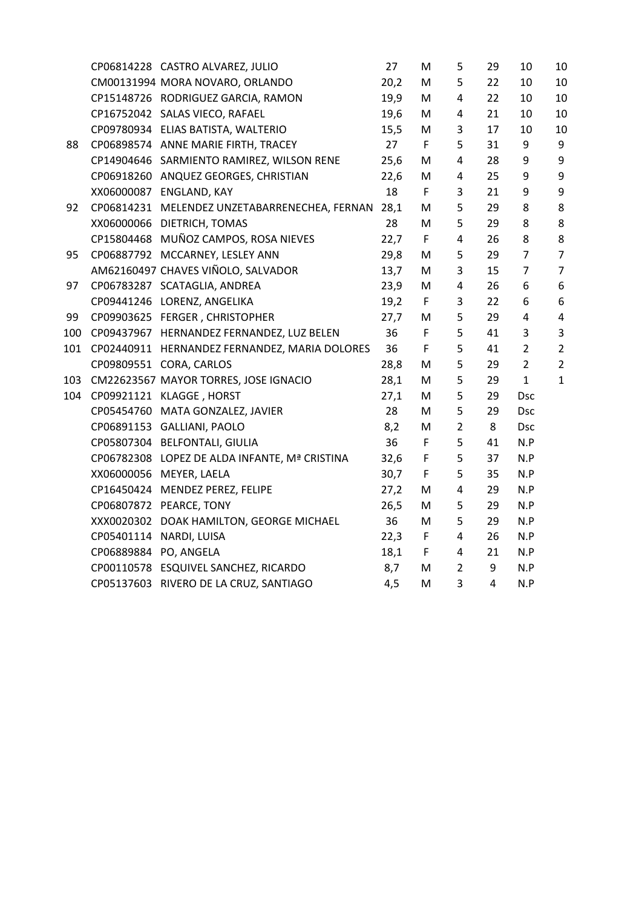|  |  |  |  |  |  |  |  |  |
|---|---|---|---|---|---|---|---|---|
|  | CP06814228 | CASTRO ALVAREZ, JULIO | 27 | M | 5 | 29 | 10 | 10 |
|  | CM00131994 | MORA NOVARO, ORLANDO | 20,2 | M | 5 | 22 | 10 | 10 |
|  | CP15148726 | RODRIGUEZ GARCIA, RAMON | 19,9 | M | 4 | 22 | 10 | 10 |
|  | CP16752042 | SALAS VIECO, RAFAEL | 19,6 | M | 4 | 21 | 10 | 10 |
|  | CP09780934 | ELIAS BATISTA, WALTERIO | 15,5 | M | 3 | 17 | 10 | 10 |
| 88 | CP06898574 | ANNE MARIE FIRTH, TRACEY | 27 | F | 5 | 31 | 9 | 9 |
|  | CP14904646 | SARMIENTO RAMIREZ, WILSON RENE | 25,6 | M | 4 | 28 | 9 | 9 |
|  | CP06918260 | ANQUEZ GEORGES, CHRISTIAN | 22,6 | M | 4 | 25 | 9 | 9 |
|  | XX06000087 | ENGLAND, KAY | 18 | F | 3 | 21 | 9 | 9 |
| 92 | CP06814231 | MELENDEZ UNZETABARRENECHEA, FERNAN | 28,1 | M | 5 | 29 | 8 | 8 |
|  | XX06000066 | DIETRICH, TOMAS | 28 | M | 5 | 29 | 8 | 8 |
|  | CP15804468 | MUÑOZ CAMPOS, ROSA NIEVES | 22,7 | F | 4 | 26 | 8 | 8 |
| 95 | CP06887792 | MCCARNEY, LESLEY ANN | 29,8 | M | 5 | 29 | 7 | 7 |
|  | AM62160497 | CHAVES VIÑOLO, SALVADOR | 13,7 | M | 3 | 15 | 7 | 7 |
| 97 | CP06783287 | SCATAGLIA, ANDREA | 23,9 | M | 4 | 26 | 6 | 6 |
|  | CP09441246 | LORENZ, ANGELIKA | 19,2 | F | 3 | 22 | 6 | 6 |
| 99 | CP09903625 | FERGER , CHRISTOPHER | 27,7 | M | 5 | 29 | 4 | 4 |
| 100 | CP09437967 | HERNANDEZ FERNANDEZ, LUZ BELEN | 36 | F | 5 | 41 | 3 | 3 |
| 101 | CP02440911 | HERNANDEZ FERNANDEZ, MARIA DOLORES | 36 | F | 5 | 41 | 2 | 2 |
|  | CP09809551 | CORA, CARLOS | 28,8 | M | 5 | 29 | 2 | 2 |
| 103 | CM22623567 | MAYOR TORRES, JOSE IGNACIO | 28,1 | M | 5 | 29 | 1 | 1 |
| 104 | CP09921121 | KLAGGE , HORST | 27,1 | M | 5 | 29 | Dsc |  |
|  | CP05454760 | MATA GONZALEZ, JAVIER | 28 | M | 5 | 29 | Dsc |  |
|  | CP06891153 | GALLIANI, PAOLO | 8,2 | M | 2 | 8 | Dsc |  |
|  | CP05807304 | BELFONTALI, GIULIA | 36 | F | 5 | 41 | N.P |  |
|  | CP06782308 | LOPEZ DE ALDA INFANTE, Mª CRISTINA | 32,6 | F | 5 | 37 | N.P |  |
|  | XX06000056 | MEYER, LAELA | 30,7 | F | 5 | 35 | N.P |  |
|  | CP16450424 | MENDEZ PEREZ, FELIPE | 27,2 | M | 4 | 29 | N.P |  |
|  | CP06807872 | PEARCE, TONY | 26,5 | M | 5 | 29 | N.P |  |
|  | XXX0020302 | DOAK HAMILTON, GEORGE MICHAEL | 36 | M | 5 | 29 | N.P |  |
|  | CP05401114 | NARDI, LUISA | 22,3 | F | 4 | 26 | N.P |  |
|  | CP06889884 | PO, ANGELA | 18,1 | F | 4 | 21 | N.P |  |
|  | CP00110578 | ESQUIVEL SANCHEZ, RICARDO | 8,7 | M | 2 | 9 | N.P |  |
|  | CP05137603 | RIVERO DE LA CRUZ, SANTIAGO | 4,5 | M | 3 | 4 | N.P |  |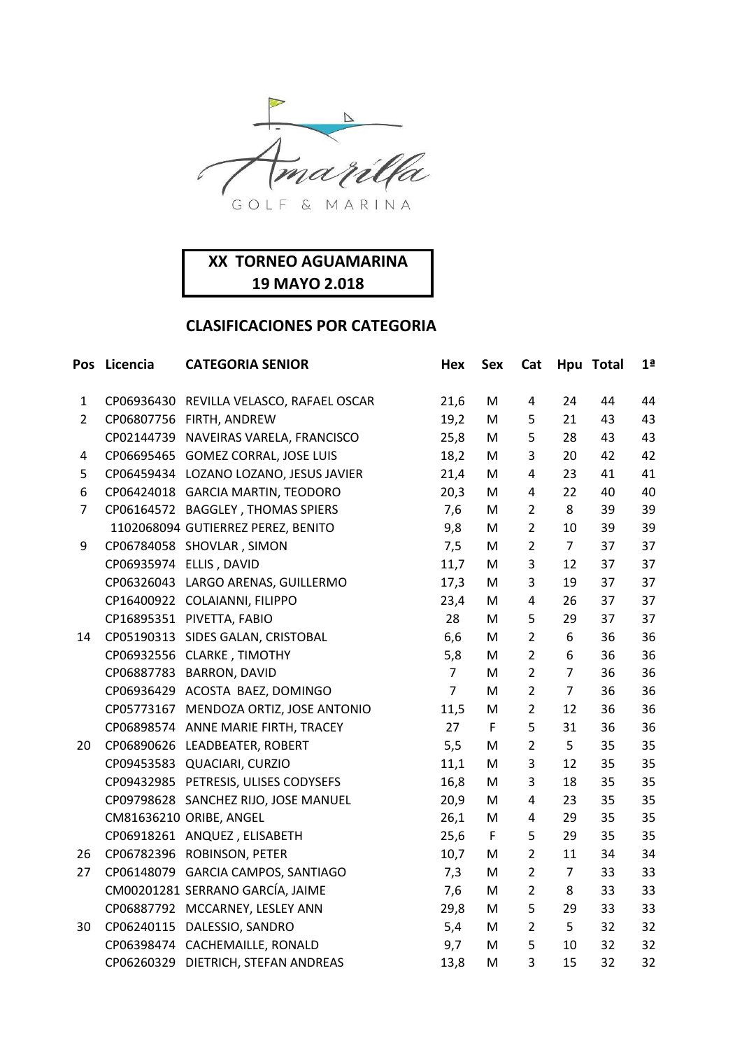Amarilla GOLF & MARINA

**XX TORNEO AGUAMARINA**
**19 MAYO 2.018**

## CLASIFICACIONES POR CATEGORIA

| Pos | Licencia | CATEGORIA SENIOR | Hex | Sex | Cat | Hpu | Total | 1ª |
|---|---|---|---|---|---|---|---|---|
| 1 | CP06936430 | REVILLA VELASCO, RAFAEL OSCAR | 21,6 | M | 4 | 24 | 44 | 44 |
| 2 | CP06807756 | FIRTH, ANDREW | 19,2 | M | 5 | 21 | 43 | 43 |
| | CP02144739 | NAVEIRAS VARELA, FRANCISCO | 25,8 | M | 5 | 28 | 43 | 43 |
| 4 | CP06695465 | GOMEZ CORRAL, JOSE LUIS | 18,2 | M | 3 | 20 | 42 | 42 |
| 5 | CP06459434 | LOZANO LOZANO, JESUS JAVIER | 21,4 | M | 4 | 23 | 41 | 41 |
| 6 | CP06424018 | GARCIA MARTIN, TEODORO | 20,3 | M | 4 | 22 | 40 | 40 |
| 7 | CP06164572 | BAGGLEY , THOMAS SPIERS | 7,6 | M | 2 | 8 | 39 | 39 |
| | 1102068094 | GUTIERREZ PEREZ, BENITO | 9,8 | M | 2 | 10 | 39 | 39 |
| 9 | CP06784058 | SHOVLAR , SIMON | 7,5 | M | 2 | 7 | 37 | 37 |
| | CP06935974 | ELLIS , DAVID | 11,7 | M | 3 | 12 | 37 | 37 |
| | CP06326043 | LARGO ARENAS, GUILLERMO | 17,3 | M | 3 | 19 | 37 | 37 |
| | CP16400922 | COLAIANNI, FILIPPO | 23,4 | M | 4 | 26 | 37 | 37 |
| | CP16895351 | PIVETTA, FABIO | 28 | M | 5 | 29 | 37 | 37 |
| 14 | CP05190313 | SIDES GALAN, CRISTOBAL | 6,6 | M | 2 | 6 | 36 | 36 |
| | CP06932556 | CLARKE , TIMOTHY | 5,8 | M | 2 | 6 | 36 | 36 |
| | CP06887783 | BARRON, DAVID | 7 | M | 2 | 7 | 36 | 36 |
| | CP06936429 | ACOSTA BAEZ, DOMINGO | 7 | M | 2 | 7 | 36 | 36 |
| | CP05773167 | MENDOZA ORTIZ, JOSE ANTONIO | 11,5 | M | 2 | 12 | 36 | 36 |
| | CP06898574 | ANNE MARIE FIRTH, TRACEY | 27 | F | 5 | 31 | 36 | 36 |
| 20 | CP06890626 | LEADBEATER, ROBERT | 5,5 | M | 2 | 5 | 35 | 35 |
| | CP09453583 | QUACIARI, CURZIO | 11,1 | M | 3 | 12 | 35 | 35 |
| | CP09432985 | PETRESIS, ULISES CODYSEFS | 16,8 | M | 3 | 18 | 35 | 35 |
| | CP09798628 | SANCHEZ RIJO, JOSE MANUEL | 20,9 | M | 4 | 23 | 35 | 35 |
| | CM81636210 | ORIBE, ANGEL | 26,1 | M | 4 | 29 | 35 | 35 |
| | CP06918261 | ANQUEZ , ELISABETH | 25,6 | F | 5 | 29 | 35 | 35 |
| 26 | CP06782396 | ROBINSON, PETER | 10,7 | M | 2 | 11 | 34 | 34 |
| 27 | CP06148079 | GARCIA CAMPOS, SANTIAGO | 7,3 | M | 2 | 7 | 33 | 33 |
| | CM00201281 | SERRANO GARCÍA, JAIME | 7,6 | M | 2 | 8 | 33 | 33 |
| | CP06887792 | MCCARNEY, LESLEY ANN | 29,8 | M | 5 | 29 | 33 | 33 |
| 30 | CP06240115 | DALESSIO, SANDRO | 5,4 | M | 2 | 5 | 32 | 32 |
| | CP06398474 | CACHEMAILLE, RONALD | 9,7 | M | 5 | 10 | 32 | 32 |
| | CP06260329 | DIETRICH, STEFAN ANDREAS | 13,8 | M | 3 | 15 | 32 | 32 |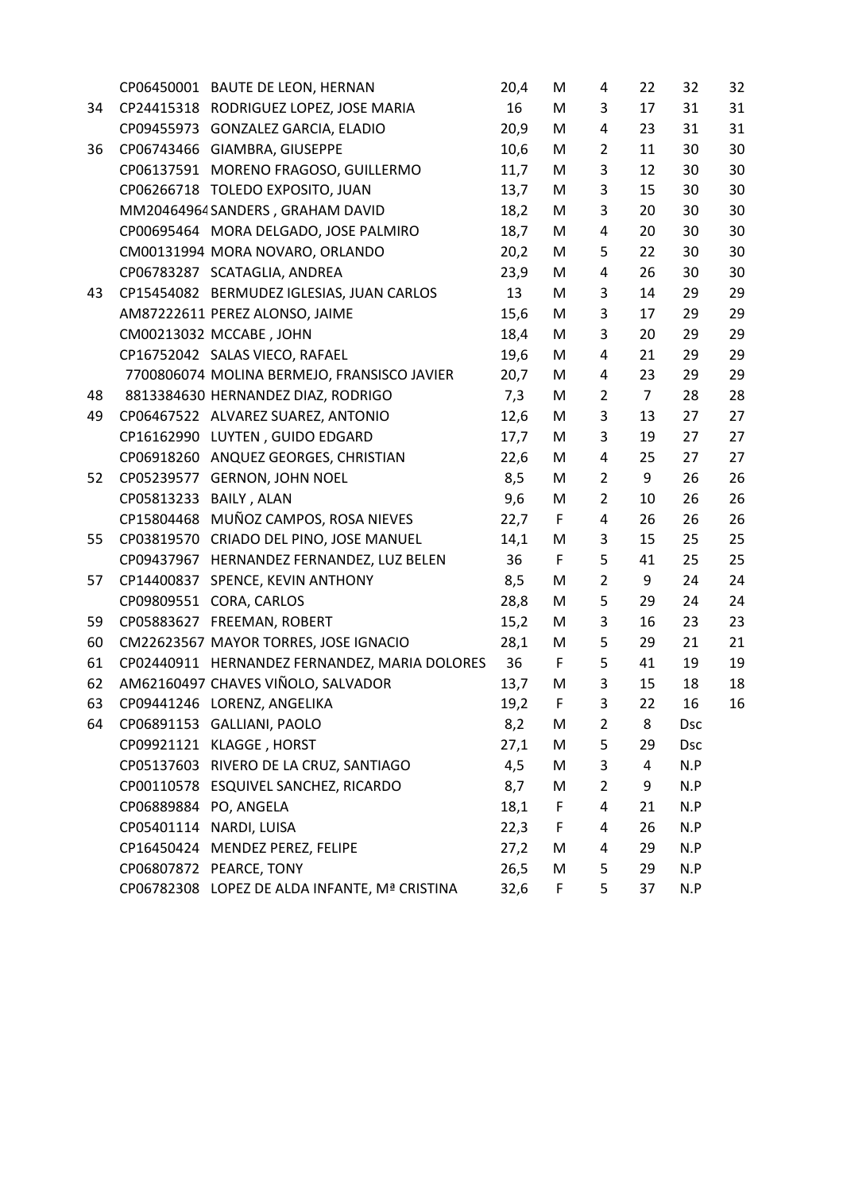|  |  |  |  |  |  |  |  |  |
|---|---|---|---|---|---|---|---|---|
|  | CP06450001 | BAUTE DE LEON, HERNAN | 20,4 | M | 4 | 22 | 32 | 32 |
| 34 | CP24415318 | RODRIGUEZ LOPEZ, JOSE MARIA | 16 | M | 3 | 17 | 31 | 31 |
|  | CP09455973 | GONZALEZ GARCIA, ELADIO | 20,9 | M | 4 | 23 | 31 | 31 |
| 36 | CP06743466 | GIAMBRA, GIUSEPPE | 10,6 | M | 2 | 11 | 30 | 30 |
|  | CP06137591 | MORENO FRAGOSO, GUILLERMO | 11,7 | M | 3 | 12 | 30 | 30 |
|  | CP06266718 | TOLEDO EXPOSITO, JUAN | 13,7 | M | 3 | 15 | 30 | 30 |
|  | MM20464964 | SANDERS , GRAHAM DAVID | 18,2 | M | 3 | 20 | 30 | 30 |
|  | CP00695464 | MORA DELGADO, JOSE PALMIRO | 18,7 | M | 4 | 20 | 30 | 30 |
|  | CM00131994 | MORA NOVARO, ORLANDO | 20,2 | M | 5 | 22 | 30 | 30 |
|  | CP06783287 | SCATAGLIA, ANDREA | 23,9 | M | 4 | 26 | 30 | 30 |
| 43 | CP15454082 | BERMUDEZ IGLESIAS, JUAN CARLOS | 13 | M | 3 | 14 | 29 | 29 |
|  | AM87222611 | PEREZ ALONSO, JAIME | 15,6 | M | 3 | 17 | 29 | 29 |
|  | CM00213032 | MCCABE , JOHN | 18,4 | M | 3 | 20 | 29 | 29 |
|  | CP16752042 | SALAS VIECO, RAFAEL | 19,6 | M | 4 | 21 | 29 | 29 |
|  | 7700806074 | MOLINA BERMEJO, FRANSISCO JAVIER | 20,7 | M | 4 | 23 | 29 | 29 |
| 48 | 8813384630 | HERNANDEZ DIAZ, RODRIGO | 7,3 | M | 2 | 7 | 28 | 28 |
| 49 | CP06467522 | ALVAREZ SUAREZ, ANTONIO | 12,6 | M | 3 | 13 | 27 | 27 |
|  | CP16162990 | LUYTEN , GUIDO EDGARD | 17,7 | M | 3 | 19 | 27 | 27 |
|  | CP06918260 | ANQUEZ GEORGES, CHRISTIAN | 22,6 | M | 4 | 25 | 27 | 27 |
| 52 | CP05239577 | GERNON, JOHN NOEL | 8,5 | M | 2 | 9 | 26 | 26 |
|  | CP05813233 | BAILY , ALAN | 9,6 | M | 2 | 10 | 26 | 26 |
|  | CP15804468 | MUÑOZ CAMPOS, ROSA NIEVES | 22,7 | F | 4 | 26 | 26 | 26 |
| 55 | CP03819570 | CRIADO DEL PINO, JOSE MANUEL | 14,1 | M | 3 | 15 | 25 | 25 |
|  | CP09437967 | HERNANDEZ FERNANDEZ, LUZ BELEN | 36 | F | 5 | 41 | 25 | 25 |
| 57 | CP14400837 | SPENCE, KEVIN ANTHONY | 8,5 | M | 2 | 9 | 24 | 24 |
|  | CP09809551 | CORA, CARLOS | 28,8 | M | 5 | 29 | 24 | 24 |
| 59 | CP05883627 | FREEMAN, ROBERT | 15,2 | M | 3 | 16 | 23 | 23 |
| 60 | CM22623567 | MAYOR TORRES, JOSE IGNACIO | 28,1 | M | 5 | 29 | 21 | 21 |
| 61 | CP02440911 | HERNANDEZ FERNANDEZ, MARIA DOLORES | 36 | F | 5 | 41 | 19 | 19 |
| 62 | AM62160497 | CHAVES VIÑOLO, SALVADOR | 13,7 | M | 3 | 15 | 18 | 18 |
| 63 | CP09441246 | LORENZ, ANGELIKA | 19,2 | F | 3 | 22 | 16 | 16 |
| 64 | CP06891153 | GALLIANI, PAOLO | 8,2 | M | 2 | 8 | Dsc |  |
|  | CP09921121 | KLAGGE , HORST | 27,1 | M | 5 | 29 | Dsc |  |
|  | CP05137603 | RIVERO DE LA CRUZ, SANTIAGO | 4,5 | M | 3 | 4 | N.P |  |
|  | CP00110578 | ESQUIVEL SANCHEZ, RICARDO | 8,7 | M | 2 | 9 | N.P |  |
|  | CP06889884 | PO, ANGELA | 18,1 | F | 4 | 21 | N.P |  |
|  | CP05401114 | NARDI, LUISA | 22,3 | F | 4 | 26 | N.P |  |
|  | CP16450424 | MENDEZ PEREZ, FELIPE | 27,2 | M | 4 | 29 | N.P |  |
|  | CP06807872 | PEARCE, TONY | 26,5 | M | 5 | 29 | N.P |  |
|  | CP06782308 | LOPEZ DE ALDA INFANTE, Mª CRISTINA | 32,6 | F | 5 | 37 | N.P |  |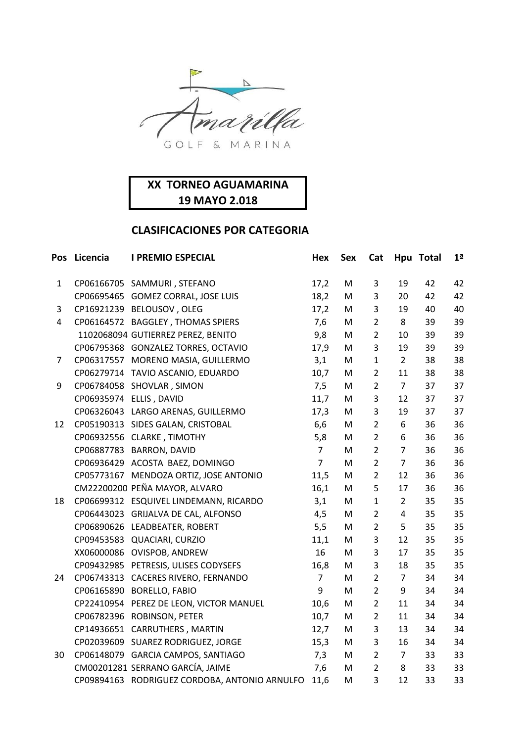Amarilla GOLF & MARINA

**XX TORNEO AGUAMARINA**
**19 MAYO 2.018**

## CLASIFICACIONES POR CATEGORIA

| Pos | Licencia | I PREMIO ESPECIAL | Hex | Sex | Cat | Hpu | Total | 1ª |
|---|---|---|---|---|---|---|---|---|
| 1 | CP06166705 | SAMMURI , STEFANO | 17,2 | M | 3 | 19 | 42 | 42 |
| | CP06695465 | GOMEZ CORRAL, JOSE LUIS | 18,2 | M | 3 | 20 | 42 | 42 |
| 3 | CP16921239 | BELOUSOV , OLEG | 17,2 | M | 3 | 19 | 40 | 40 |
| 4 | CP06164572 | BAGGLEY , THOMAS SPIERS | 7,6 | M | 2 | 8 | 39 | 39 |
| | 1102068094 | GUTIERREZ PEREZ, BENITO | 9,8 | M | 2 | 10 | 39 | 39 |
| | CP06795368 | GONZALEZ TORRES, OCTAVIO | 17,9 | M | 3 | 19 | 39 | 39 |
| 7 | CP06317557 | MORENO MASIA, GUILLERMO | 3,1 | M | 1 | 2 | 38 | 38 |
| | CP06279714 | TAVIO ASCANIO, EDUARDO | 10,7 | M | 2 | 11 | 38 | 38 |
| 9 | CP06784058 | SHOVLAR , SIMON | 7,5 | M | 2 | 7 | 37 | 37 |
| | CP06935974 | ELLIS , DAVID | 11,7 | M | 3 | 12 | 37 | 37 |
| | CP06326043 | LARGO ARENAS, GUILLERMO | 17,3 | M | 3 | 19 | 37 | 37 |
| 12 | CP05190313 | SIDES GALAN, CRISTOBAL | 6,6 | M | 2 | 6 | 36 | 36 |
| | CP06932556 | CLARKE , TIMOTHY | 5,8 | M | 2 | 6 | 36 | 36 |
| | CP06887783 | BARRON, DAVID | 7 | M | 2 | 7 | 36 | 36 |
| | CP06936429 | ACOSTA BAEZ, DOMINGO | 7 | M | 2 | 7 | 36 | 36 |
| | CP05773167 | MENDOZA ORTIZ, JOSE ANTONIO | 11,5 | M | 2 | 12 | 36 | 36 |
| | CM22200200 | PEÑA MAYOR, ALVARO | 16,1 | M | 5 | 17 | 36 | 36 |
| 18 | CP06699312 | ESQUIVEL LINDEMANN, RICARDO | 3,1 | M | 1 | 2 | 35 | 35 |
| | CP06443023 | GRIJALVA DE CAL, ALFONSO | 4,5 | M | 2 | 4 | 35 | 35 |
| | CP06890626 | LEADBEATER, ROBERT | 5,5 | M | 2 | 5 | 35 | 35 |
| | CP09453583 | QUACIARI, CURZIO | 11,1 | M | 3 | 12 | 35 | 35 |
| | XX06000086 | OVISPOB, ANDREW | 16 | M | 3 | 17 | 35 | 35 |
| | CP09432985 | PETRESIS, ULISES CODYSEFS | 16,8 | M | 3 | 18 | 35 | 35 |
| 24 | CP06743313 | CACERES RIVERO, FERNANDO | 7 | M | 2 | 7 | 34 | 34 |
| | CP06165890 | BORELLO, FABIO | 9 | M | 2 | 9 | 34 | 34 |
| | CP22410954 | PEREZ DE LEON, VICTOR MANUEL | 10,6 | M | 2 | 11 | 34 | 34 |
| | CP06782396 | ROBINSON, PETER | 10,7 | M | 2 | 11 | 34 | 34 |
| | CP14936651 | CARRUTHERS , MARTIN | 12,7 | M | 3 | 13 | 34 | 34 |
| | CP02039609 | SUAREZ RODRIGUEZ, JORGE | 15,3 | M | 3 | 16 | 34 | 34 |
| 30 | CP06148079 | GARCIA CAMPOS, SANTIAGO | 7,3 | M | 2 | 7 | 33 | 33 |
| | CM00201281 | SERRANO GARCÍA, JAIME | 7,6 | M | 2 | 8 | 33 | 33 |
| | CP09894163 | RODRIGUEZ CORDOBA, ANTONIO ARNULFO | 11,6 | M | 3 | 12 | 33 | 33 |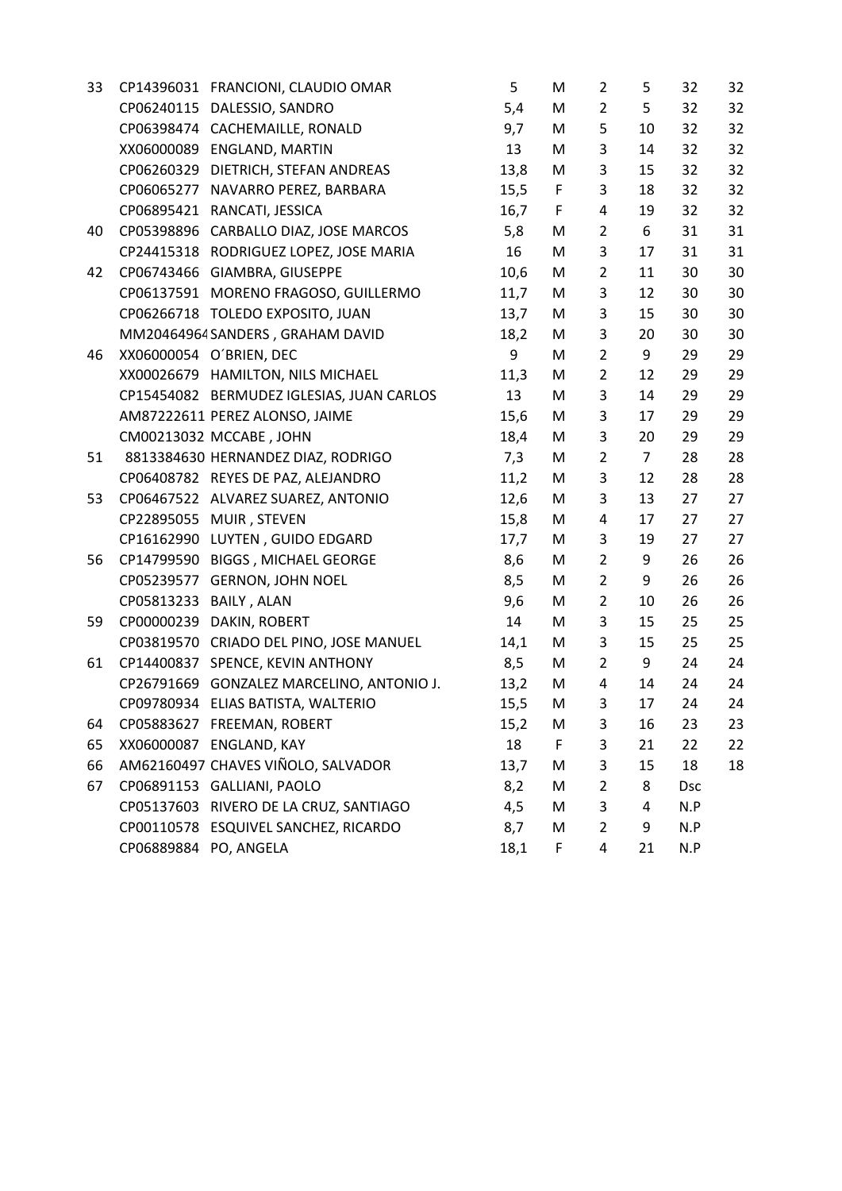| | | | | | | | | |
|---|---|---|---|---|---|---|---|---|
| 33 | CP14396031 | FRANCIONI, CLAUDIO OMAR | 5 | M | 2 | 5 | 32 | 32 |
| | CP06240115 | DALESSIO, SANDRO | 5,4 | M | 2 | 5 | 32 | 32 |
| | CP06398474 | CACHEMAILLE, RONALD | 9,7 | M | 5 | 10 | 32 | 32 |
| | XX06000089 | ENGLAND, MARTIN | 13 | M | 3 | 14 | 32 | 32 |
| | CP06260329 | DIETRICH, STEFAN ANDREAS | 13,8 | M | 3 | 15 | 32 | 32 |
| | CP06065277 | NAVARRO PEREZ, BARBARA | 15,5 | F | 3 | 18 | 32 | 32 |
| | CP06895421 | RANCATI, JESSICA | 16,7 | F | 4 | 19 | 32 | 32 |
| 40 | CP05398896 | CARBALLO DIAZ, JOSE MARCOS | 5,8 | M | 2 | 6 | 31 | 31 |
| | CP24415318 | RODRIGUEZ LOPEZ, JOSE MARIA | 16 | M | 3 | 17 | 31 | 31 |
| 42 | CP06743466 | GIAMBRA, GIUSEPPE | 10,6 | M | 2 | 11 | 30 | 30 |
| | CP06137591 | MORENO FRAGOSO, GUILLERMO | 11,7 | M | 3 | 12 | 30 | 30 |
| | CP06266718 | TOLEDO EXPOSITO, JUAN | 13,7 | M | 3 | 15 | 30 | 30 |
| | MM20464964 | SANDERS , GRAHAM DAVID | 18,2 | M | 3 | 20 | 30 | 30 |
| 46 | XX06000054 | O´BRIEN, DEC | 9 | M | 2 | 9 | 29 | 29 |
| | XX00026679 | HAMILTON, NILS MICHAEL | 11,3 | M | 2 | 12 | 29 | 29 |
| | CP15454082 | BERMUDEZ IGLESIAS, JUAN CARLOS | 13 | M | 3 | 14 | 29 | 29 |
| | AM87222611 | PEREZ ALONSO, JAIME | 15,6 | M | 3 | 17 | 29 | 29 |
| | CM00213032 | MCCABE , JOHN | 18,4 | M | 3 | 20 | 29 | 29 |
| 51 | 8813384630 | HERNANDEZ DIAZ, RODRIGO | 7,3 | M | 2 | 7 | 28 | 28 |
| | CP06408782 | REYES DE PAZ, ALEJANDRO | 11,2 | M | 3 | 12 | 28 | 28 |
| 53 | CP06467522 | ALVAREZ SUAREZ, ANTONIO | 12,6 | M | 3 | 13 | 27 | 27 |
| | CP22895055 | MUIR , STEVEN | 15,8 | M | 4 | 17 | 27 | 27 |
| | CP16162990 | LUYTEN , GUIDO EDGARD | 17,7 | M | 3 | 19 | 27 | 27 |
| 56 | CP14799590 | BIGGS , MICHAEL GEORGE | 8,6 | M | 2 | 9 | 26 | 26 |
| | CP05239577 | GERNON, JOHN NOEL | 8,5 | M | 2 | 9 | 26 | 26 |
| | CP05813233 | BAILY , ALAN | 9,6 | M | 2 | 10 | 26 | 26 |
| 59 | CP00000239 | DAKIN, ROBERT | 14 | M | 3 | 15 | 25 | 25 |
| | CP03819570 | CRIADO DEL PINO, JOSE MANUEL | 14,1 | M | 3 | 15 | 25 | 25 |
| 61 | CP14400837 | SPENCE, KEVIN ANTHONY | 8,5 | M | 2 | 9 | 24 | 24 |
| | CP26791669 | GONZALEZ MARCELINO, ANTONIO J. | 13,2 | M | 4 | 14 | 24 | 24 |
| | CP09780934 | ELIAS BATISTA, WALTERIO | 15,5 | M | 3 | 17 | 24 | 24 |
| 64 | CP05883627 | FREEMAN, ROBERT | 15,2 | M | 3 | 16 | 23 | 23 |
| 65 | XX06000087 | ENGLAND, KAY | 18 | F | 3 | 21 | 22 | 22 |
| 66 | AM62160497 | CHAVES VIÑOLO, SALVADOR | 13,7 | M | 3 | 15 | 18 | 18 |
| 67 | CP06891153 | GALLIANI, PAOLO | 8,2 | M | 2 | 8 | Dsc | |
| | CP05137603 | RIVERO DE LA CRUZ, SANTIAGO | 4,5 | M | 3 | 4 | N.P | |
| | CP00110578 | ESQUIVEL SANCHEZ, RICARDO | 8,7 | M | 2 | 9 | N.P | |
| | CP06889884 | PO, ANGELA | 18,1 | F | 4 | 21 | N.P | |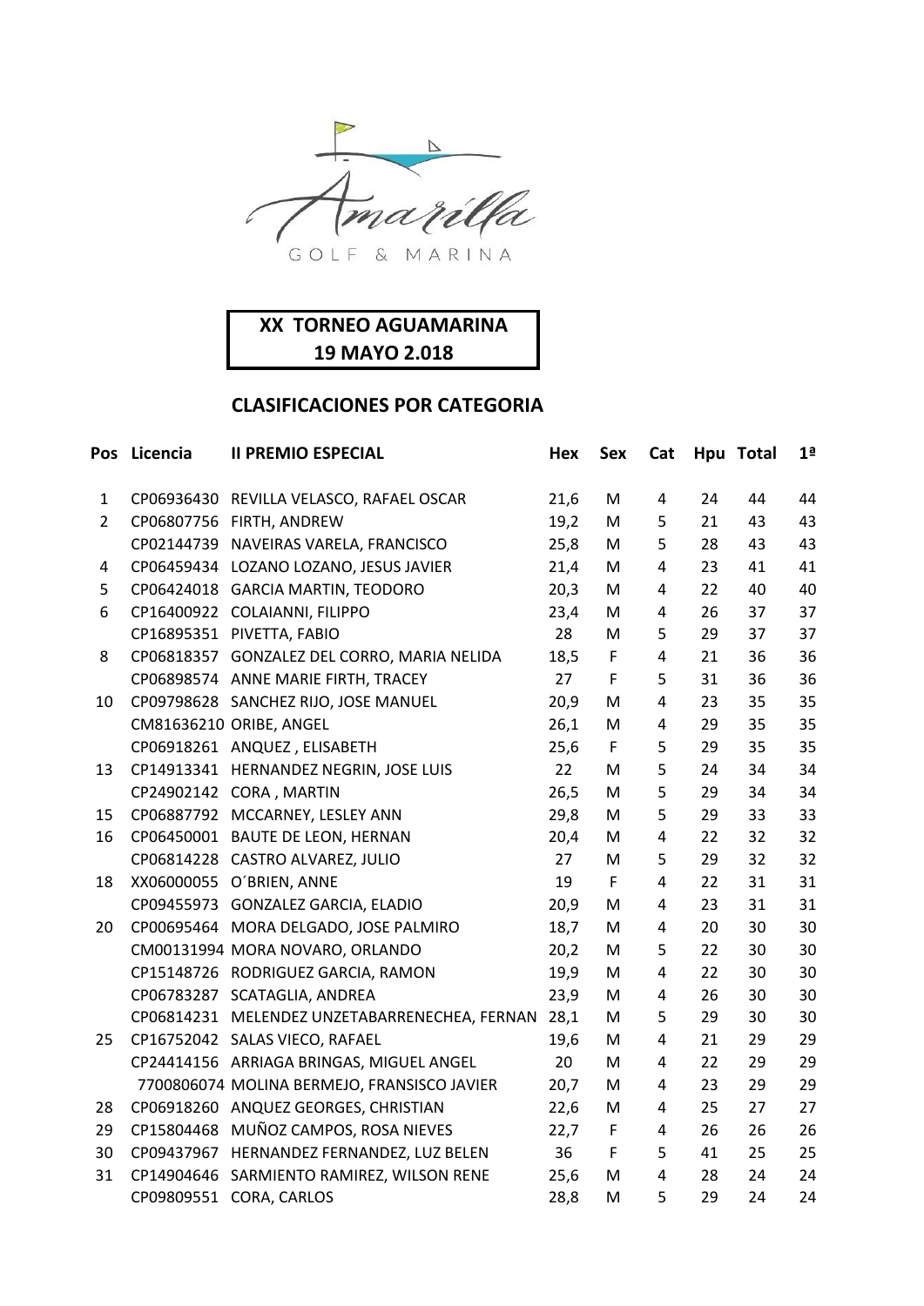Amarilla GOLF & MARINA

**XX TORNEO AGUAMARINA**
**19 MAYO 2.018**

**CLASIFICACIONES POR CATEGORIA**

| Pos | Licencia | II PREMIO ESPECIAL | Hex | Sex | Cat | Hpu | Total | 1ª |
|---|---|---|---|---|---|---|---|---|
| 1 | CP06936430 | REVILLA VELASCO, RAFAEL OSCAR | 21,6 | M | 4 | 24 | 44 | 44 |
| 2 | CP06807756 | FIRTH, ANDREW | 19,2 | M | 5 | 21 | 43 | 43 |
| | CP02144739 | NAVEIRAS VARELA, FRANCISCO | 25,8 | M | 5 | 28 | 43 | 43 |
| 4 | CP06459434 | LOZANO LOZANO, JESUS JAVIER | 21,4 | M | 4 | 23 | 41 | 41 |
| 5 | CP06424018 | GARCIA MARTIN, TEODORO | 20,3 | M | 4 | 22 | 40 | 40 |
| 6 | CP16400922 | COLAIANNI, FILIPPO | 23,4 | M | 4 | 26 | 37 | 37 |
| | CP16895351 | PIVETTA, FABIO | 28 | M | 5 | 29 | 37 | 37 |
| 8 | CP06818357 | GONZALEZ DEL CORRO, MARIA NELIDA | 18,5 | F | 4 | 21 | 36 | 36 |
| | CP06898574 | ANNE MARIE FIRTH, TRACEY | 27 | F | 5 | 31 | 36 | 36 |
| 10 | CP09798628 | SANCHEZ RIJO, JOSE MANUEL | 20,9 | M | 4 | 23 | 35 | 35 |
| | CM81636210 | ORIBE, ANGEL | 26,1 | M | 4 | 29 | 35 | 35 |
| | CP06918261 | ANQUEZ , ELISABETH | 25,6 | F | 5 | 29 | 35 | 35 |
| 13 | CP14913341 | HERNANDEZ NEGRIN, JOSE LUIS | 22 | M | 5 | 24 | 34 | 34 |
| | CP24902142 | CORA , MARTIN | 26,5 | M | 5 | 29 | 34 | 34 |
| 15 | CP06887792 | MCCARNEY, LESLEY ANN | 29,8 | M | 5 | 29 | 33 | 33 |
| 16 | CP06450001 | BAUTE DE LEON, HERNAN | 20,4 | M | 4 | 22 | 32 | 32 |
| | CP06814228 | CASTRO ALVAREZ, JULIO | 27 | M | 5 | 29 | 32 | 32 |
| 18 | XX06000055 | O´BRIEN, ANNE | 19 | F | 4 | 22 | 31 | 31 |
| | CP09455973 | GONZALEZ GARCIA, ELADIO | 20,9 | M | 4 | 23 | 31 | 31 |
| 20 | CP00695464 | MORA DELGADO, JOSE PALMIRO | 18,7 | M | 4 | 20 | 30 | 30 |
| | CM00131994 | MORA NOVARO, ORLANDO | 20,2 | M | 5 | 22 | 30 | 30 |
| | CP15148726 | RODRIGUEZ GARCIA, RAMON | 19,9 | M | 4 | 22 | 30 | 30 |
| | CP06783287 | SCATAGLIA, ANDREA | 23,9 | M | 4 | 26 | 30 | 30 |
| | CP06814231 | MELENDEZ UNZETABARRENECHEA, FERNAN | 28,1 | M | 5 | 29 | 30 | 30 |
| 25 | CP16752042 | SALAS VIECO, RAFAEL | 19,6 | M | 4 | 21 | 29 | 29 |
| | CP24414156 | ARRIAGA BRINGAS, MIGUEL ANGEL | 20 | M | 4 | 22 | 29 | 29 |
| | 7700806074 | MOLINA BERMEJO, FRANSISCO JAVIER | 20,7 | M | 4 | 23 | 29 | 29 |
| 28 | CP06918260 | ANQUEZ GEORGES, CHRISTIAN | 22,6 | M | 4 | 25 | 27 | 27 |
| 29 | CP15804468 | MUÑOZ CAMPOS, ROSA NIEVES | 22,7 | F | 4 | 26 | 26 | 26 |
| 30 | CP09437967 | HERNANDEZ FERNANDEZ, LUZ BELEN | 36 | F | 5 | 41 | 25 | 25 |
| 31 | CP14904646 | SARMIENTO RAMIREZ, WILSON RENE | 25,6 | M | 4 | 28 | 24 | 24 |
| | CP09809551 | CORA, CARLOS | 28,8 | M | 5 | 29 | 24 | 24 |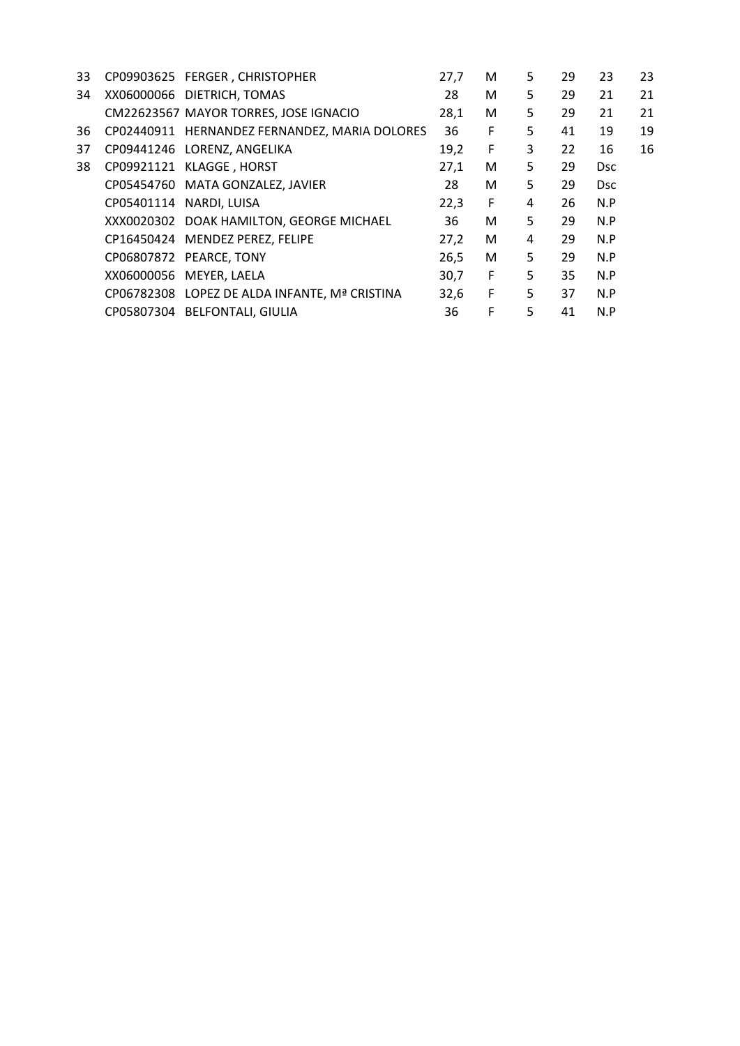| | | | | | | | | |
|---|---|---|---|---|---|---|---|---|
| 33 | CP09903625 | FERGER , CHRISTOPHER | 27,7 | M | 5 | 29 | 23 | 23 |
| 34 | XX06000066 | DIETRICH, TOMAS | 28 | M | 5 | 29 | 21 | 21 |
| | CM22623567 | MAYOR TORRES, JOSE IGNACIO | 28,1 | M | 5 | 29 | 21 | 21 |
| 36 | CP02440911 | HERNANDEZ FERNANDEZ, MARIA DOLORES | 36 | F | 5 | 41 | 19 | 19 |
| 37 | CP09441246 | LORENZ, ANGELIKA | 19,2 | F | 3 | 22 | 16 | 16 |
| 38 | CP09921121 | KLAGGE , HORST | 27,1 | M | 5 | 29 | Dsc | |
| | CP05454760 | MATA GONZALEZ, JAVIER | 28 | M | 5 | 29 | Dsc | |
| | CP05401114 | NARDI, LUISA | 22,3 | F | 4 | 26 | N.P | |
| | XXX0020302 | DOAK HAMILTON, GEORGE MICHAEL | 36 | M | 5 | 29 | N.P | |
| | CP16450424 | MENDEZ PEREZ, FELIPE | 27,2 | M | 4 | 29 | N.P | |
| | CP06807872 | PEARCE, TONY | 26,5 | M | 5 | 29 | N.P | |
| | XX06000056 | MEYER, LAELA | 30,7 | F | 5 | 35 | N.P | |
| | CP06782308 | LOPEZ DE ALDA INFANTE, Mª CRISTINA | 32,6 | F | 5 | 37 | N.P | |
| | CP05807304 | BELFONTALI, GIULIA | 36 | F | 5 | 41 | N.P | |